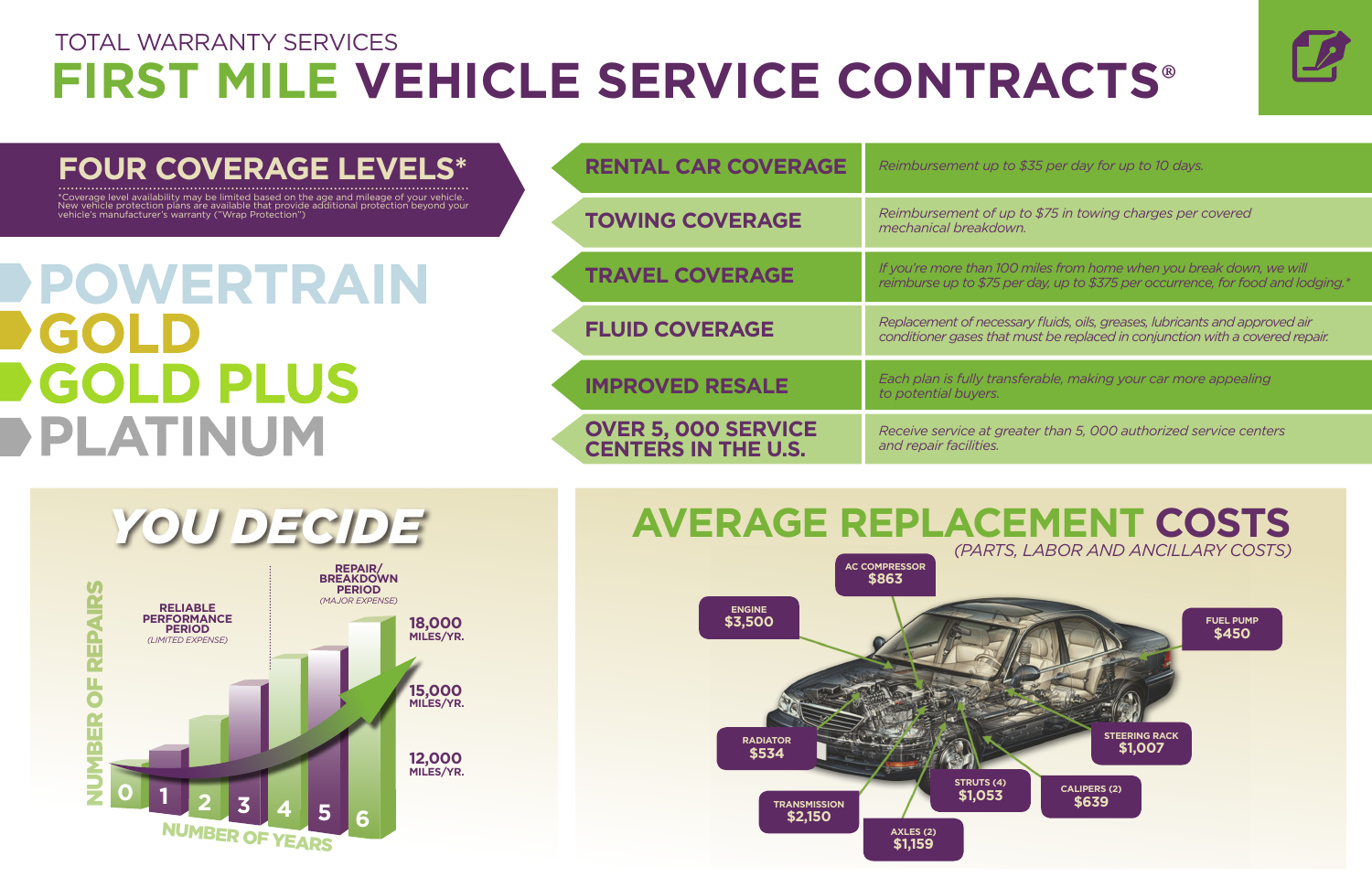TOTAL WARRANTY SERVICES

# FIRST MILE VEHICLE SERVICE CONTRACTS®

## FOUR COVERAGE LEVELS*

*Coverage level availability may be limited based on the age and mileage of your vehicle. New vehicle protection plans are available that provide additional protection beyond your vehicle's manufacturer's warranty ("Wrap Protection")

- POWERTRAIN
- GOLD
- GOLD PLUS
- PLATINUM

| | |
|---|---|
| **RENTAL CAR COVERAGE** | *Reimbursement up to $35 per day for up to 10 days.* |
| **TOWING COVERAGE** | *Reimbursement of up to $75 in towing charges per covered mechanical breakdown.* |
| **TRAVEL COVERAGE** | *If you're more than 100 miles from home when you break down, we will reimburse up to $75 per day, up to $375 per occurrence, for food and lodging.** |
| **FLUID COVERAGE** | *Replacement of necessary fluids, oils, greases, lubricants and approved air conditioner gases that must be replaced in conjunction with a covered repair.* |
| **IMPROVED RESALE** | *Each plan is fully transferable, making your car more appealing to potential buyers.* |
| **OVER 5, 000 SERVICE CENTERS IN THE U.S.** | *Receive service at greater than 5, 000 authorized service centers and repair facilities.* |

## YOU DECIDE

NUMBER OF REPAIRS

RELIABLE PERFORMANCE PERIOD *(LIMITED EXPENSE)*

REPAIR/ BREAKDOWN PERIOD *(MAJOR EXPENSE)*

18,000 MILES/YR.

15,000 MILES/YR.

12,000 MILES/YR.

0 1 2 3 4 5 6

NUMBER OF YEARS

## AVERAGE REPLACEMENT COSTS

*(PARTS, LABOR AND ANCILLARY COSTS)*

| Component | Cost |
|---|---|
| AC COMPRESSOR | $863 |
| ENGINE | $3,500 |
| FUEL PUMP | $450 |
| RADIATOR | $534 |
| STEERING RACK | $1,007 |
| STRUTS (4) | $1,053 |
| CALIPERS (2) | $639 |
| TRANSMISSION | $2,150 |
| AXLES (2) | $1,159 |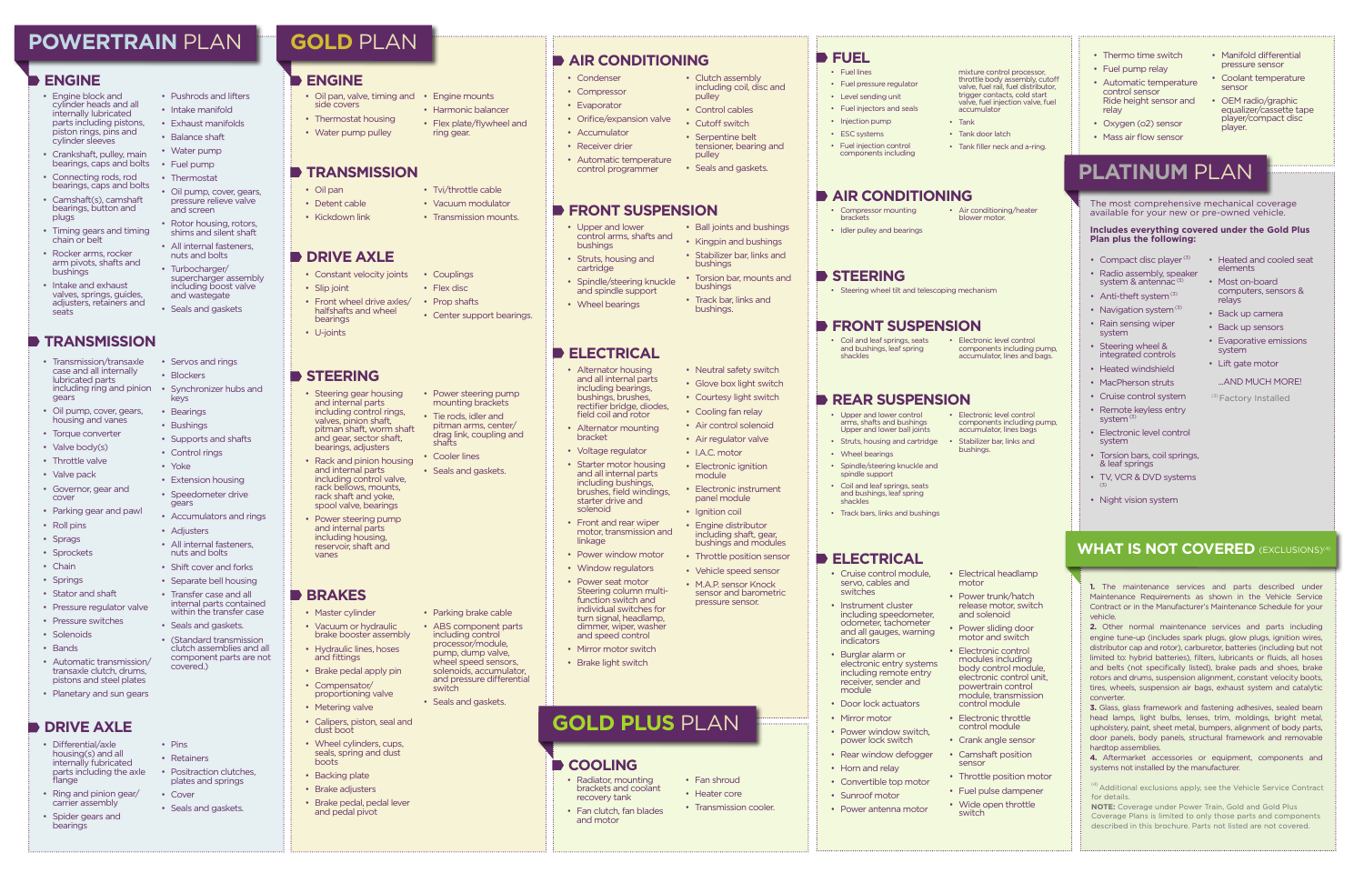# POWERTRAIN PLAN

## ENGINE

- Engine block and cylinder heads and all internally lubricated parts including pistons, piston rings, pins and cylinder sleeves
- Crankshaft, pulley, main bearings, caps and bolts
- Connecting rods, rod bearings, caps and bolts
- Camshaft(s), camshaft bearings, button and plugs
- Timing gears and timing chain or belt
- Rocker arms, rocker arm pivots, shafts and bushings
- Intake and exhaust valves, springs, guides, adjusters, retainers and seats
- Pushrods and lifters
- Intake manifold
- Exhaust manifolds
- Balance shaft
- Water pump
- Fuel pump
- Thermostat
- Oil pump, cover, gears, pressure relieve valve and screen
- Rotor housing, rotors, shims and silent shaft
- All internal fasteners, nuts and bolts
- Turbocharger/supercharger assembly including boost valve and wastegate
- Seals and gaskets

## TRANSMISSION

- Transmission/transaxle case and all internally lubricated parts including ring and pinion gears
- Oil pump, cover, gears, housing and vanes
- Torque converter
- Valve body(s)
- Throttle valve
- Valve pack
- Governor, gear and cover
- Parking gear and pawl
- Roll pins
- Sprags
- Sprockets
- Chain
- Springs
- Stator and shaft
- Pressure regulator valve
- Pressure switches
- Solenoids
- Bands
- Automatic transmission/transaxle clutch, drums, pistons and steel plates
- Planetary and sun gears
- Servos and rings
- Blockers
- Synchronizer hubs and keys
- Bearings
- Bushings
- Supports and shafts
- Control rings
- Yoke
- Extension housing
- Speedometer drive gears
- Accumulators and rings
- Adjusters
- All internal fasteners, nuts and bolts
- Shift cover and forks
- Separate bell housing
- Transfer case and all internal parts contained within the transfer case
- Seals and gaskets.
- (Standard transmission clutch assemblies and all component parts are not covered.)

## DRIVE AXLE

- Differential/axle housing(s) and all internally lubricated parts including the axle flange
- Ring and pinion gear/carrier assembly
- Spider gears and bearings
- Pins
- Retainers
- Positraction clutches, plates and springs
- Cover
- Seals and gaskets.

# GOLD PLAN

## ENGINE

- Oil pan, valve, timing and side covers
- Thermostat housing
- Water pump pulley
- Engine mounts
- Harmonic balancer
- Flex plate/flywheel and ring gear.

## TRANSMISSION

- Oil pan
- Detent cable
- Kickdown link
- Tvi/throttle cable
- Vacuum modulator
- Transmission mounts.

## DRIVE AXLE

- Constant velocity joints
- Slip joint
- Front wheel drive axles/halfshafts and wheel bearings
- U-joints
- Couplings
- Flex disc
- Prop shafts
- Center support bearings.

## STEERING

- Steering gear housing and internal parts including control rings, valves, pinion shaft, pitman shaft, worm shaft and gear, sector shaft, bearings, adjusters
- Rack and pinion housing and internal parts including control valve, rack bellows, mounts, rack shaft and yoke, spool valve, bearings
- Power steering pump and internal parts including housing, reservoir, shaft and vanes
- Power steering pump mounting brackets
- Tie rods, idler and pitman arms, center/drag link, coupling and shafts
- Cooler lines
- Seals and gaskets.

## BRAKES

- Master cylinder
- Vacuum or hydraulic brake booster assembly
- Hydraulic lines, hoses and fittings
- Brake pedal apply pin
- Compensator/proportioning valve
- Metering valve
- Calipers, piston, seal and dust boot
- Wheel cylinders, cups, seals, spring and dust boots
- Backing plate
- Brake adjusters
- Brake pedal, pedal lever and pedal pivot
- Parking brake cable
- ABS component parts including control processor/module, pump, dump valve, wheel speed sensors, solenoids, accumulator, and pressure differential switch
- Seals and gaskets.

## AIR CONDITIONING

- Condenser
- Compressor
- Evaporator
- Orifice/expansion valve
- Accumulator
- Receiver drier
- Automatic temperature control programmer
- Clutch assembly including coil, disc and pulley
- Control cables
- Cutoff switch
- Serpentine belt tensioner, bearing and pulley
- Seals and gaskets.

## FRONT SUSPENSION

- Upper and lower control arms, shafts and bushings
- Struts, housing and cartridge
- Spindle/steering knuckle and spindle support
- Wheel bearings
- Ball joints and bushings
- Kingpin and bushings
- Stabilizer bar, links and bushings
- Torsion bar, mounts and bushings
- Track bar, links and bushings.

## ELECTRICAL

- Alternator housing and all internal parts including bearings, bushings, brushes, rectifier bridge, diodes, field coil and rotor
- Alternator mounting bracket
- Voltage regulator
- Starter motor housing and all internal parts including bushings, brushes, field windings, starter drive and solenoid
- Front and rear wiper motor, transmission and linkage
- Power window motor
- Window regulators
- Power seat motor
- Steering column multi-function switch and individual switches for turn signal, headlamp, dimmer, wiper, washer and speed control
- Mirror motor switch
- Brake light switch
- Neutral safety switch
- Glove box light switch
- Courtesy light switch
- Cooling fan relay
- Air control solenoid
- Air regulator valve
- I.A.C. motor
- Electronic ignition module
- Electronic instrument panel module
- Ignition coil
- Engine distributor including shaft, gear, bushings and modules
- Throttle position sensor
- Vehicle speed sensor
- M.A.P. sensor Knock sensor and barometric pressure sensor.

# GOLD PLUS PLAN

## COOLING

- Radiator, mounting brackets and coolant recovery tank
- Fan clutch, fan blades and motor
- Fan shroud
- Heater core
- Transmission cooler.

## FUEL

- Fuel lines
- Fuel pressure regulator
- Level sending unit
- Fuel injectors and seals
- Injection pump
- ESC systems
- Fuel injection control components including mixture control processor, throttle body assembly, cutoff valve, fuel rail, fuel distributor, trigger contacts, cold start valve, fuel injection valve, fuel accumulator
- Tank
- Tank door latch
- Tank filler neck and a-ring.

## AIR CONDITIONING

- Compressor mounting brackets
- Idler pulley and bearings
- Air conditioning/heater blower motor.

## STEERING

- Steering wheel tilt and telescoping mechanism

## FRONT SUSPENSION

- Coil and leaf springs, seats and bushings, leaf spring shackles
- Electronic level control components including pump, accumulator, lines and bags.

## REAR SUSPENSION

- Upper and lower control arms, shafts and bushings Upper and lower ball joints
- Struts, housing and cartridge
- Wheel bearings
- Spindle/steering knuckle and spindle support
- Coil and leaf springs, seats and bushings, leaf spring shackles
- Track bars, links and bushings
- Electronic level control components including pump, accumulator, lines bags
- Stabilizer bar, links and bushings.

## ELECTRICAL

- Cruise control module, servo, cables and switches
- Instrument cluster including speedometer, odometer, tachometer and all gauges, warning indicators
- Burglar alarm or electronic entry systems including remote entry receiver, sender and module
- Door lock actuators
- Mirror motor
- Power window switch, power lock switch
- Rear window defogger
- Horn and relay
- Convertible top motor
- Sunroof motor
- Power antenna motor
- Electrical headlamp motor
- Power trunk/hatch release motor, switch and solenoid
- Power sliding door motor and switch
- Electronic control modules including body control module, electronic control unit, powertrain control module, transmission control module
- Electronic throttle control module
- Crank angle sensor
- Camshaft position sensor
- Throttle position motor
- Fuel pulse dampener
- Wide open throttle switch
- Thermo time switch
- Fuel pump relay
- Automatic temperature control sensor
- Ride height sensor and relay
- Oxygen (o2) sensor
- Mass air flow sensor
- Manifold differential pressure sensor
- Coolant temperature sensor
- OEM radio/graphic equalizer/cassette tape player/compact disc player.

# PLATINUM PLAN

The most comprehensive mechanical coverage available for your new or pre-owned vehicle.

**Includes everything covered under the Gold Plus Plan plus the following:**

- Compact disc player [3]
- Radio assembly, speaker system & antennae [3]
- Anti-theft system [3]
- Navigation system [3]
- Rain sensing wiper system
- Steering wheel & integrated controls
- Heated windshield
- MacPherson struts
- Cruise control system
- Remote keyless entry system [3]
- Electronic level control system
- Torsion bars, coil springs, & leaf springs
- TV, VCR & DVD systems [3]
- Night vision system
- Heated and cooled seat elements
- Most on-board computers, sensors & relays
- Back up camera
- Back up sensors
- Evaporative emissions system
- Lift gate motor

...AND MUCH MORE!

[3] Factory Installed

# WHAT IS NOT COVERED (EXCLUSIONS)[4]

**1.** The maintenance services and parts described under Maintenance Requirements as shown in the Vehicle Service Contract or in the Manufacturer's Maintenance Schedule for your vehicle.

**2.** Other normal maintenance services and parts including engine tune-up (includes spark plugs, glow plugs, ignition wires, distributor cap and rotor), carburetor, filters, batteries (including but not limited to: hybrid batteries), filters, lubricants or fluids, all hoses and belts (not specifically listed), brake pads and shoes, brake rotors and drums, suspension alignment, constant velocity boots, tires, wheels, suspension air bags, exhaust system and catalytic converter.

**3.** Glass, glass framework and fastening adhesives, sealed beam head lamps, light bulbs, lenses, trim, moldings, bright metal, upholstery, paint, sheet metal, bumpers, alignment of body parts, door panels, body panels, structural framework and removable hardtop assemblies.

**4.** Aftermarket accessories or equipment, components and systems not installed by the manufacturer.

[4] Additional exclusions apply, see the Vehicle Service Contract for details.

**NOTE:** Coverage under Power Train, Gold and Gold Plus Coverage Plans is limited to only those parts and components described in this brochure. Parts not listed are not covered.